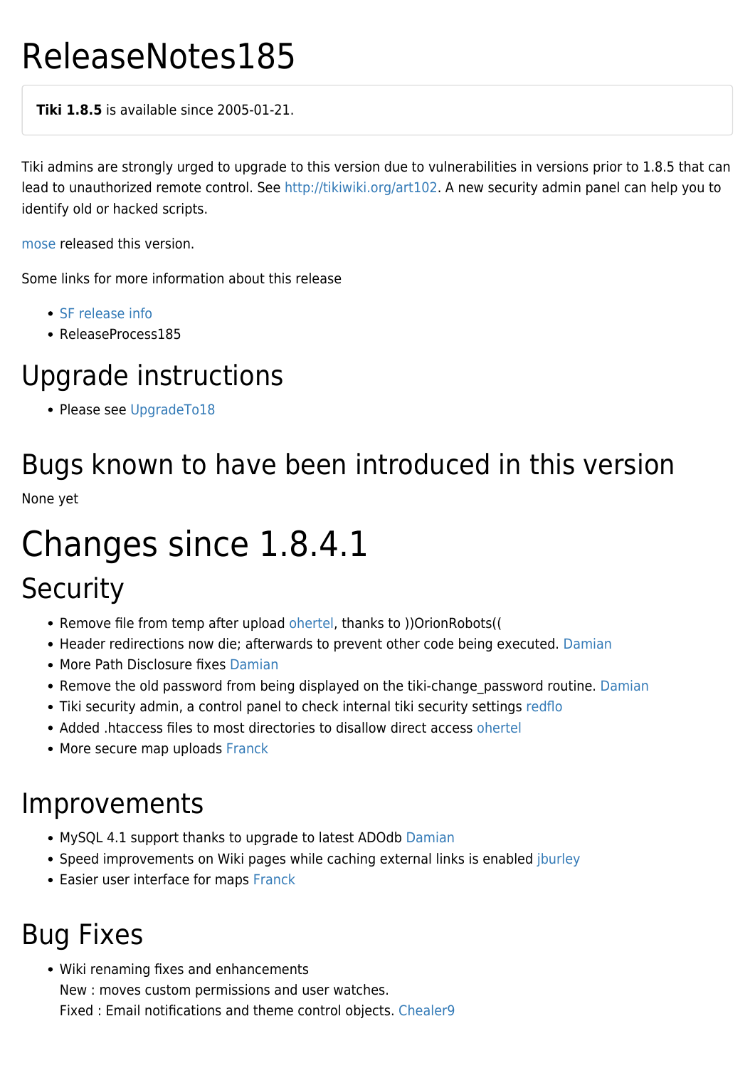# ReleaseNotes185

**Tiki 1.8.5** is available since 2005-01-21.

Tiki admins are strongly urged to upgrade to this version due to vulnerabilities in versions prior to 1.8.5 that can lead to unauthorized remote control. See http://tikiwiki.org/art102. A new security admin panel can help you to identify old or hacked scripts.

mose released this version.

Some links for more information about this release

- SF release info
- ReleaseProcess185

## Upgrade instructions

- Please see UpgradeTo18

## Bugs known to have been introduced in this version

None yet

# Changes since 1.8.4.1

## Security

- Remove file from temp after upload ohertel, thanks to ))OrionRobots((
- Header redirections now die; afterwards to prevent other code being executed. Damian
- More Path Disclosure fixes Damian
- Remove the old password from being displayed on the tiki-change_password routine. Damian
- Tiki security admin, a control panel to check internal tiki security settings redflo
- Added .htaccess files to most directories to disallow direct access ohertel
- More secure map uploads Franck

## Improvements

- MySQL 4.1 support thanks to upgrade to latest ADOdb Damian
- Speed improvements on Wiki pages while caching external links is enabled jburley
- Easier user interface for maps Franck

## Bug Fixes

- Wiki renaming fixes and enhancements  
  New : moves custom permissions and user watches.  
  Fixed : Email notifications and theme control objects. Chealer9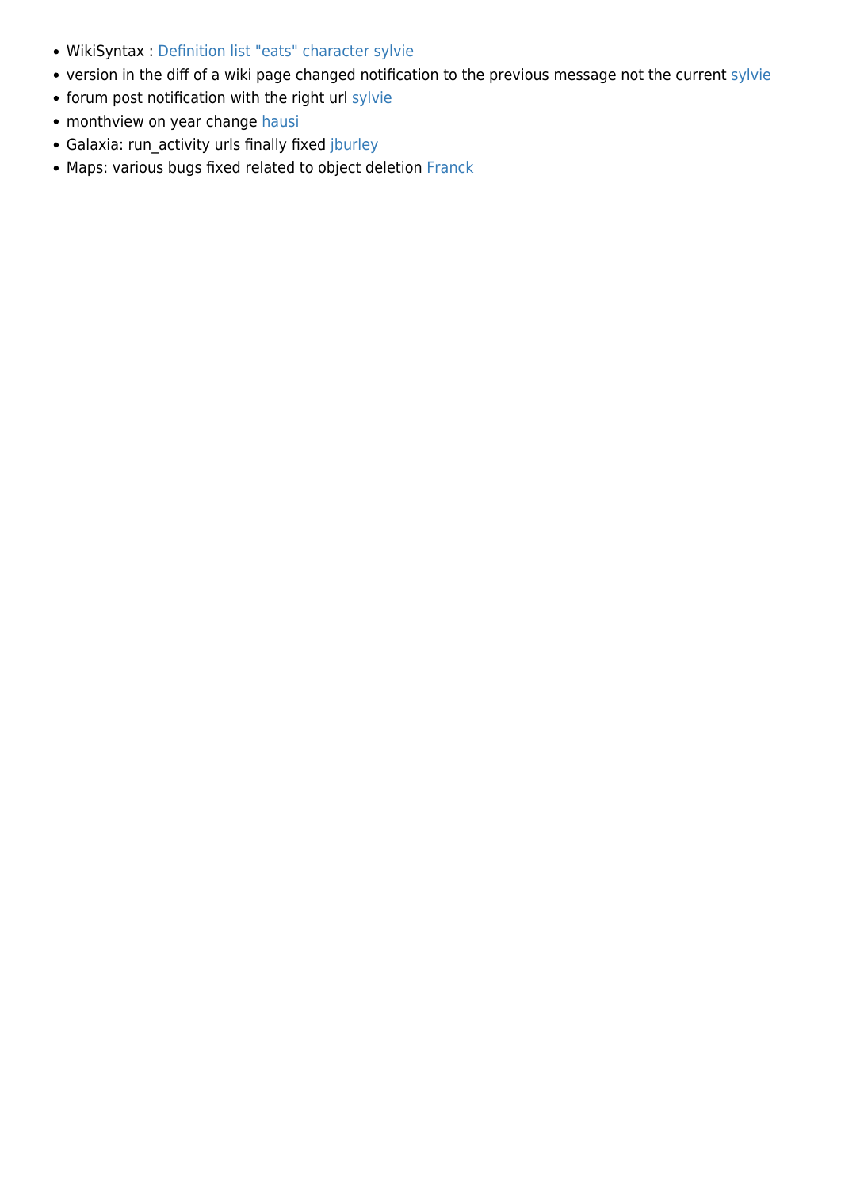- WikiSyntax : Definition list "eats" character sylvie
- version in the diff of a wiki page changed notification to the previous message not the current sylvie
- forum post notification with the right url sylvie
- monthview on year change hausi
- Galaxia: run_activity urls finally fixed jburley
- Maps: various bugs fixed related to object deletion Franck